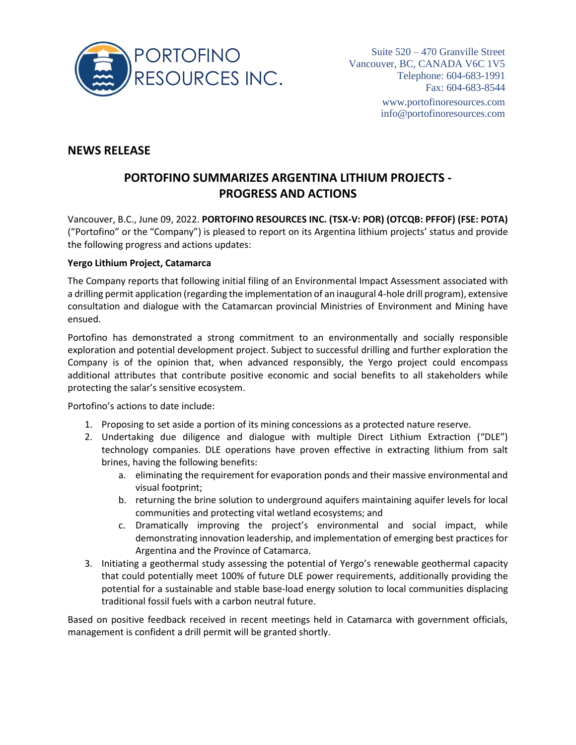PORTOFINO RESOURCES INC.

Suite 520 – 470 Granville Street
Vancouver, BC, CANADA V6C 1V5
Telephone: 604-683-1991
Fax: 604-683-8544
www.portofinoresources.com
info@portofinoresources.com

## NEWS RELEASE

# PORTOFINO SUMMARIZES ARGENTINA LITHIUM PROJECTS - PROGRESS AND ACTIONS

Vancouver, B.C., June 09, 2022. **PORTOFINO RESOURCES INC. (TSX-V: POR) (OTCQB: PFFOF) (FSE: POTA)** ("Portofino" or the "Company") is pleased to report on its Argentina lithium projects' status and provide the following progress and actions updates:

**Yergo Lithium Project, Catamarca**

The Company reports that following initial filing of an Environmental Impact Assessment associated with a drilling permit application (regarding the implementation of an inaugural 4-hole drill program), extensive consultation and dialogue with the Catamarcan provincial Ministries of Environment and Mining have ensued.

Portofino has demonstrated a strong commitment to an environmentally and socially responsible exploration and potential development project. Subject to successful drilling and further exploration the Company is of the opinion that, when advanced responsibly, the Yergo project could encompass additional attributes that contribute positive economic and social benefits to all stakeholders while protecting the salar's sensitive ecosystem.

Portofino's actions to date include:

1. Proposing to set aside a portion of its mining concessions as a protected nature reserve.
2. Undertaking due diligence and dialogue with multiple Direct Lithium Extraction ("DLE") technology companies. DLE operations have proven effective in extracting lithium from salt brines, having the following benefits:
   a. eliminating the requirement for evaporation ponds and their massive environmental and visual footprint;
   b. returning the brine solution to underground aquifers maintaining aquifer levels for local communities and protecting vital wetland ecosystems; and
   c. Dramatically improving the project's environmental and social impact, while demonstrating innovation leadership, and implementation of emerging best practices for Argentina and the Province of Catamarca.
3. Initiating a geothermal study assessing the potential of Yergo's renewable geothermal capacity that could potentially meet 100% of future DLE power requirements, additionally providing the potential for a sustainable and stable base-load energy solution to local communities displacing traditional fossil fuels with a carbon neutral future.

Based on positive feedback received in recent meetings held in Catamarca with government officials, management is confident a drill permit will be granted shortly.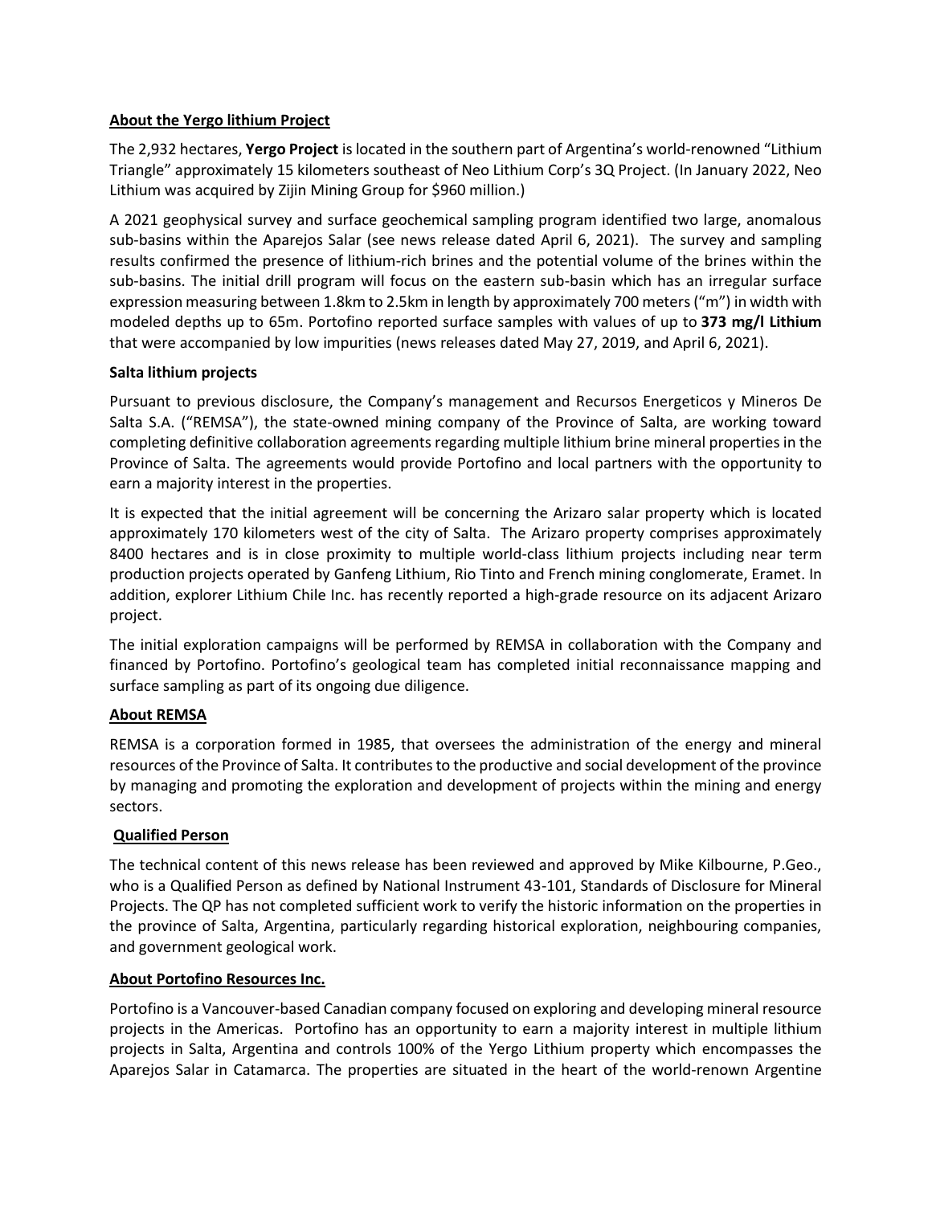## About the Yergo lithium Project

The 2,932 hectares, **Yergo Project** is located in the southern part of Argentina's world-renowned "Lithium Triangle" approximately 15 kilometers southeast of Neo Lithium Corp's 3Q Project. (In January 2022, Neo Lithium was acquired by Zijin Mining Group for $960 million.)

A 2021 geophysical survey and surface geochemical sampling program identified two large, anomalous sub-basins within the Aparejos Salar (see news release dated April 6, 2021). The survey and sampling results confirmed the presence of lithium-rich brines and the potential volume of the brines within the sub-basins. The initial drill program will focus on the eastern sub-basin which has an irregular surface expression measuring between 1.8km to 2.5km in length by approximately 700 meters ("m") in width with modeled depths up to 65m. Portofino reported surface samples with values of up to **373 mg/l Lithium** that were accompanied by low impurities (news releases dated May 27, 2019, and April 6, 2021).

## Salta lithium projects

Pursuant to previous disclosure, the Company's management and Recursos Energeticos y Mineros De Salta S.A. ("REMSA"), the state-owned mining company of the Province of Salta, are working toward completing definitive collaboration agreements regarding multiple lithium brine mineral properties in the Province of Salta. The agreements would provide Portofino and local partners with the opportunity to earn a majority interest in the properties.

It is expected that the initial agreement will be concerning the Arizaro salar property which is located approximately 170 kilometers west of the city of Salta. The Arizaro property comprises approximately 8400 hectares and is in close proximity to multiple world-class lithium projects including near term production projects operated by Ganfeng Lithium, Rio Tinto and French mining conglomerate, Eramet. In addition, explorer Lithium Chile Inc. has recently reported a high-grade resource on its adjacent Arizaro project.

The initial exploration campaigns will be performed by REMSA in collaboration with the Company and financed by Portofino. Portofino's geological team has completed initial reconnaissance mapping and surface sampling as part of its ongoing due diligence.

## About REMSA

REMSA is a corporation formed in 1985, that oversees the administration of the energy and mineral resources of the Province of Salta. It contributes to the productive and social development of the province by managing and promoting the exploration and development of projects within the mining and energy sectors.

## Qualified Person

The technical content of this news release has been reviewed and approved by Mike Kilbourne, P.Geo., who is a Qualified Person as defined by National Instrument 43-101, Standards of Disclosure for Mineral Projects. The QP has not completed sufficient work to verify the historic information on the properties in the province of Salta, Argentina, particularly regarding historical exploration, neighbouring companies, and government geological work.

## About Portofino Resources Inc.

Portofino is a Vancouver-based Canadian company focused on exploring and developing mineral resource projects in the Americas. Portofino has an opportunity to earn a majority interest in multiple lithium projects in Salta, Argentina and controls 100% of the Yergo Lithium property which encompasses the Aparejos Salar in Catamarca. The properties are situated in the heart of the world-renown Argentine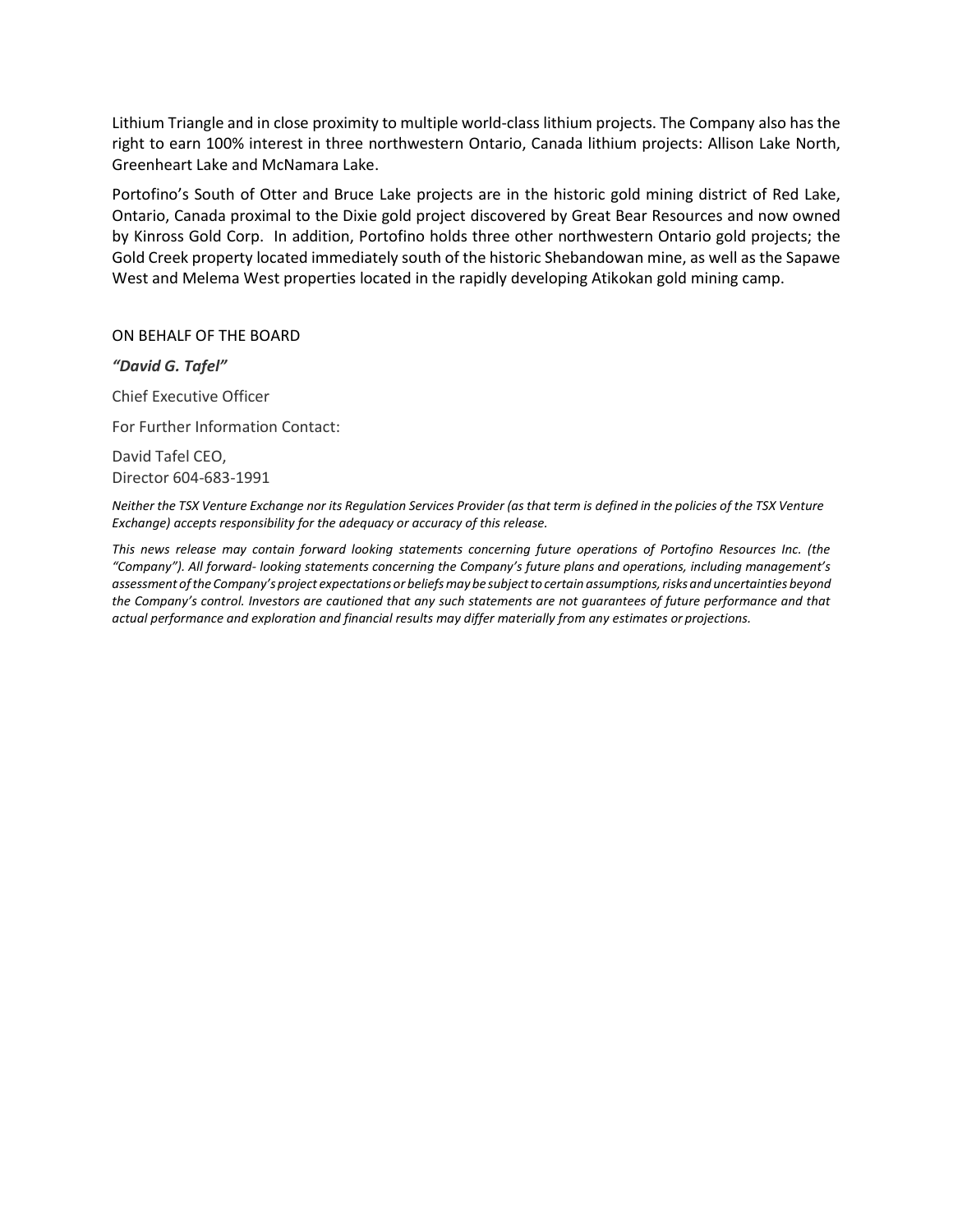Lithium Triangle and in close proximity to multiple world-class lithium projects. The Company also has the right to earn 100% interest in three northwestern Ontario, Canada lithium projects: Allison Lake North, Greenheart Lake and McNamara Lake.

Portofino's South of Otter and Bruce Lake projects are in the historic gold mining district of Red Lake, Ontario, Canada proximal to the Dixie gold project discovered by Great Bear Resources and now owned by Kinross Gold Corp. In addition, Portofino holds three other northwestern Ontario gold projects; the Gold Creek property located immediately south of the historic Shebandowan mine, as well as the Sapawe West and Melema West properties located in the rapidly developing Atikokan gold mining camp.

ON BEHALF OF THE BOARD

***"David G. Tafel"***

Chief Executive Officer

For Further Information Contact:

David Tafel CEO,
Director 604-683-1991

*Neither the TSX Venture Exchange nor its Regulation Services Provider (as that term is defined in the policies of the TSX Venture Exchange) accepts responsibility for the adequacy or accuracy of this release.*

*This news release may contain forward looking statements concerning future operations of Portofino Resources Inc. (the "Company"). All forward- looking statements concerning the Company's future plans and operations, including management's assessment of the Company's project expectations or beliefs may be subject to certain assumptions, risks and uncertainties beyond the Company's control. Investors are cautioned that any such statements are not guarantees of future performance and that actual performance and exploration and financial results may differ materially from any estimates or projections.*